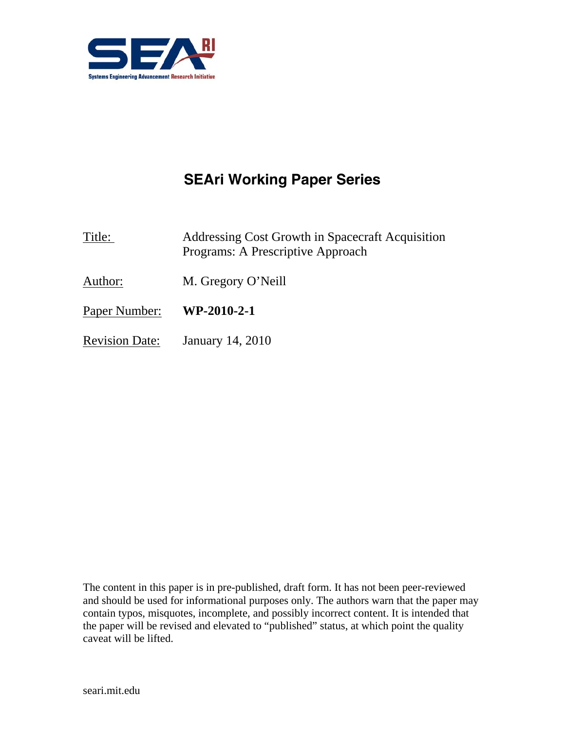# SEAri Working Paper Series

Title: Addressing Cost Growth in Spacecraft Acquisition Programs: A Prescriptive Approach

Author: M. Gregory O'Neill

Paper Number: **WP-2010-2-1**

Revision Date: January 14, 2010

The content in this paper is in pre-published, draft form. It has not been peer-reviewed and should be used for informational purposes only. The authors warn that the paper may contain typos, misquotes, incomplete, and possibly incorrect content. It is intended that the paper will be revised and elevated to "published" status, at which point the quality caveat will be lifted.

seari.mit.edu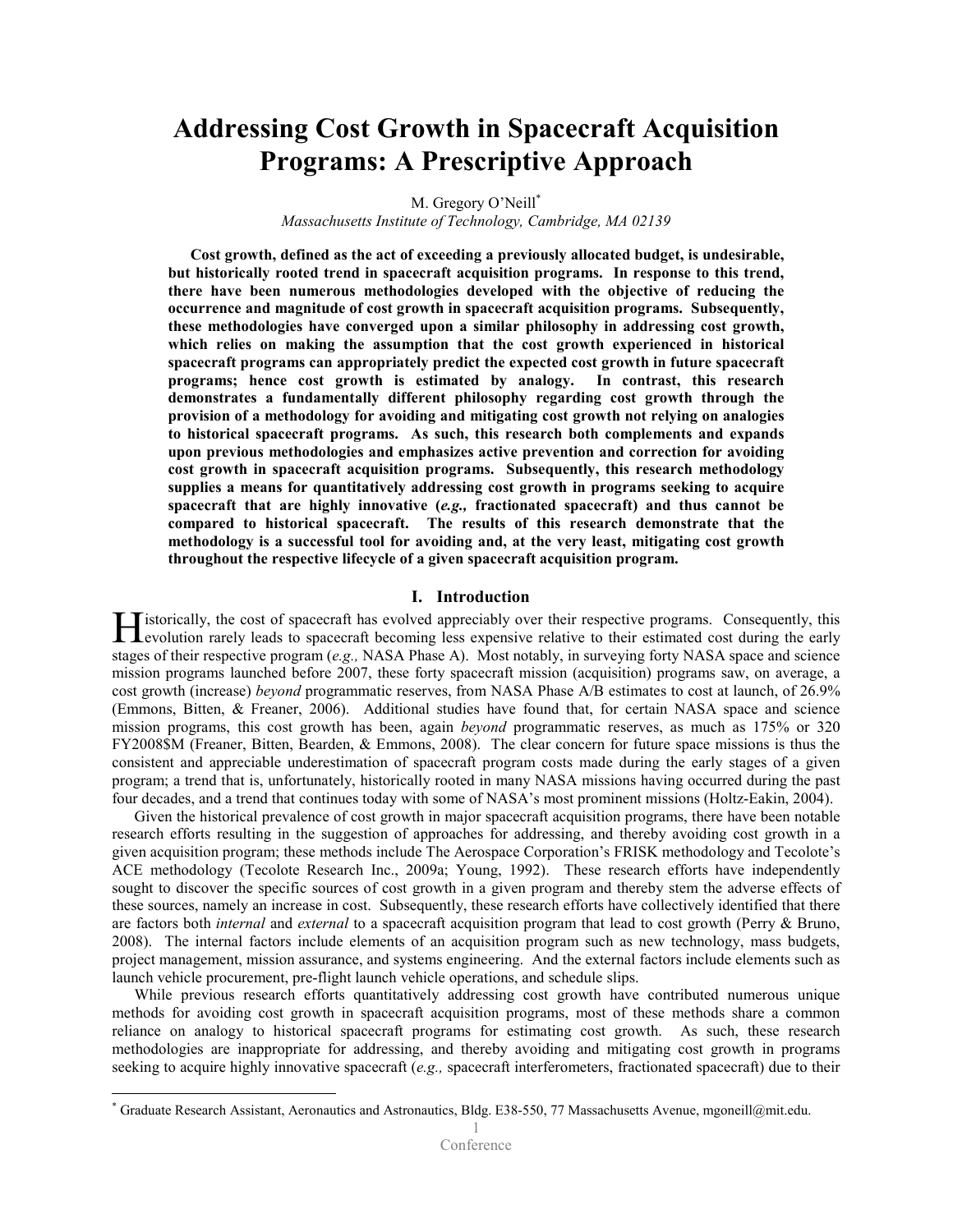# Addressing Cost Growth in Spacecraft Acquisition Programs: A Prescriptive Approach

M. Gregory O'Neill[*]

*Massachusetts Institute of Technology, Cambridge, MA 02139*

**Cost growth, defined as the act of exceeding a previously allocated budget, is undesirable, but historically rooted trend in spacecraft acquisition programs. In response to this trend, there have been numerous methodologies developed with the objective of reducing the occurrence and magnitude of cost growth in spacecraft acquisition programs. Subsequently, these methodologies have converged upon a similar philosophy in addressing cost growth, which relies on making the assumption that the cost growth experienced in historical spacecraft programs can appropriately predict the expected cost growth in future spacecraft programs; hence cost growth is estimated by analogy. In contrast, this research demonstrates a fundamentally different philosophy regarding cost growth through the provision of a methodology for avoiding and mitigating cost growth not relying on analogies to historical spacecraft programs. As such, this research both complements and expands upon previous methodologies and emphasizes active prevention and correction for avoiding cost growth in spacecraft acquisition programs. Subsequently, this research methodology supplies a means for quantitatively addressing cost growth in programs seeking to acquire spacecraft that are highly innovative (*e.g.,* fractionated spacecraft) and thus cannot be compared to historical spacecraft. The results of this research demonstrate that the methodology is a successful tool for avoiding and, at the very least, mitigating cost growth throughout the respective lifecycle of a given spacecraft acquisition program.**

## I. Introduction

Historically, the cost of spacecraft has evolved appreciably over their respective programs. Consequently, this evolution rarely leads to spacecraft becoming less expensive relative to their estimated cost during the early stages of their respective program (*e.g.,* NASA Phase A). Most notably, in surveying forty NASA space and science mission programs launched before 2007, these forty spacecraft mission (acquisition) programs saw, on average, a cost growth (increase) *beyond* programmatic reserves, from NASA Phase A/B estimates to cost at launch, of 26.9% (Emmons, Bitten, & Freaner, 2006). Additional studies have found that, for certain NASA space and science mission programs, this cost growth has been, again *beyond* programmatic reserves, as much as 175% or 320 FY2008$M (Freaner, Bitten, Bearden, & Emmons, 2008). The clear concern for future space missions is thus the consistent and appreciable underestimation of spacecraft program costs made during the early stages of a given program; a trend that is, unfortunately, historically rooted in many NASA missions having occurred during the past four decades, and a trend that continues today with some of NASA's most prominent missions (Holtz-Eakin, 2004).

Given the historical prevalence of cost growth in major spacecraft acquisition programs, there have been notable research efforts resulting in the suggestion of approaches for addressing, and thereby avoiding cost growth in a given acquisition program; these methods include The Aerospace Corporation's FRISK methodology and Tecolote's ACE methodology (Tecolote Research Inc., 2009a; Young, 1992). These research efforts have independently sought to discover the specific sources of cost growth in a given program and thereby stem the adverse effects of these sources, namely an increase in cost. Subsequently, these research efforts have collectively identified that there are factors both *internal* and *external* to a spacecraft acquisition program that lead to cost growth (Perry & Bruno, 2008). The internal factors include elements of an acquisition program such as new technology, mass budgets, project management, mission assurance, and systems engineering. And the external factors include elements such as launch vehicle procurement, pre-flight launch vehicle operations, and schedule slips.

While previous research efforts quantitatively addressing cost growth have contributed numerous unique methods for avoiding cost growth in spacecraft acquisition programs, most of these methods share a common reliance on analogy to historical spacecraft programs for estimating cost growth. As such, these research methodologies are inappropriate for addressing, and thereby avoiding and mitigating cost growth in programs seeking to acquire highly innovative spacecraft (*e.g.,* spacecraft interferometers, fractionated spacecraft) due to their

[*] Graduate Research Assistant, Aeronautics and Astronautics, Bldg. E38-550, 77 Massachusetts Avenue, mgoneill@mit.edu.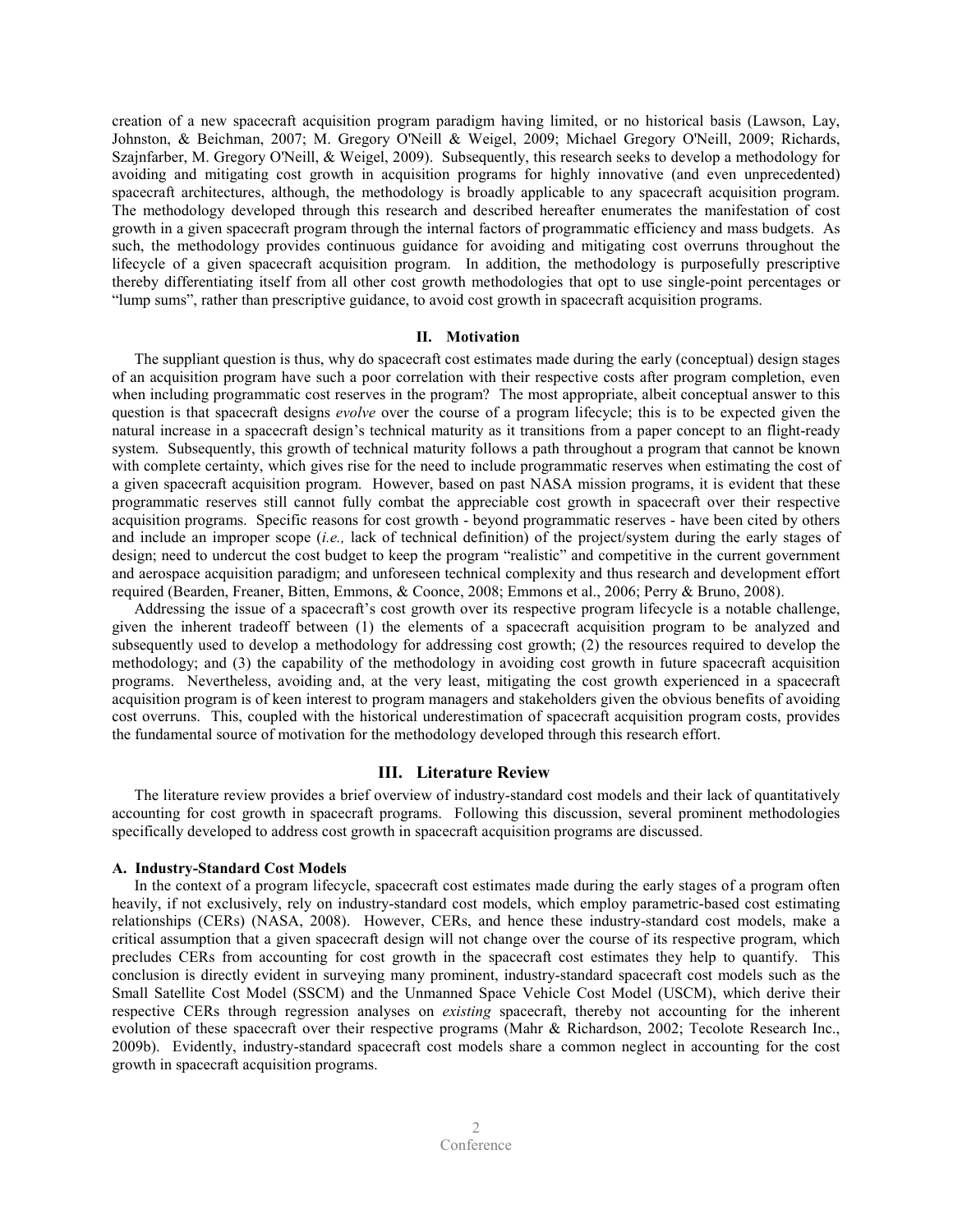creation of a new spacecraft acquisition program paradigm having limited, or no historical basis (Lawson, Lay, Johnston, & Beichman, 2007; M. Gregory O'Neill & Weigel, 2009; Michael Gregory O'Neill, 2009; Richards, Szajnfarber, M. Gregory O'Neill, & Weigel, 2009). Subsequently, this research seeks to develop a methodology for avoiding and mitigating cost growth in acquisition programs for highly innovative (and even unprecedented) spacecraft architectures, although, the methodology is broadly applicable to any spacecraft acquisition program. The methodology developed through this research and described hereafter enumerates the manifestation of cost growth in a given spacecraft program through the internal factors of programmatic efficiency and mass budgets. As such, the methodology provides continuous guidance for avoiding and mitigating cost overruns throughout the lifecycle of a given spacecraft acquisition program. In addition, the methodology is purposefully prescriptive thereby differentiating itself from all other cost growth methodologies that opt to use single-point percentages or "lump sums", rather than prescriptive guidance, to avoid cost growth in spacecraft acquisition programs.

## II. Motivation

The suppliant question is thus, why do spacecraft cost estimates made during the early (conceptual) design stages of an acquisition program have such a poor correlation with their respective costs after program completion, even when including programmatic cost reserves in the program? The most appropriate, albeit conceptual answer to this question is that spacecraft designs *evolve* over the course of a program lifecycle; this is to be expected given the natural increase in a spacecraft design's technical maturity as it transitions from a paper concept to an flight-ready system. Subsequently, this growth of technical maturity follows a path throughout a program that cannot be known with complete certainty, which gives rise for the need to include programmatic reserves when estimating the cost of a given spacecraft acquisition program. However, based on past NASA mission programs, it is evident that these programmatic reserves still cannot fully combat the appreciable cost growth in spacecraft over their respective acquisition programs. Specific reasons for cost growth - beyond programmatic reserves - have been cited by others and include an improper scope (*i.e.,* lack of technical definition) of the project/system during the early stages of design; need to undercut the cost budget to keep the program "realistic" and competitive in the current government and aerospace acquisition paradigm; and unforeseen technical complexity and thus research and development effort required (Bearden, Freaner, Bitten, Emmons, & Coonce, 2008; Emmons et al., 2006; Perry & Bruno, 2008).

Addressing the issue of a spacecraft's cost growth over its respective program lifecycle is a notable challenge, given the inherent tradeoff between (1) the elements of a spacecraft acquisition program to be analyzed and subsequently used to develop a methodology for addressing cost growth; (2) the resources required to develop the methodology; and (3) the capability of the methodology in avoiding cost growth in future spacecraft acquisition programs. Nevertheless, avoiding and, at the very least, mitigating the cost growth experienced in a spacecraft acquisition program is of keen interest to program managers and stakeholders given the obvious benefits of avoiding cost overruns. This, coupled with the historical underestimation of spacecraft acquisition program costs, provides the fundamental source of motivation for the methodology developed through this research effort.

## III. Literature Review

The literature review provides a brief overview of industry-standard cost models and their lack of quantitatively accounting for cost growth in spacecraft programs. Following this discussion, several prominent methodologies specifically developed to address cost growth in spacecraft acquisition programs are discussed.

### A. Industry-Standard Cost Models

In the context of a program lifecycle, spacecraft cost estimates made during the early stages of a program often heavily, if not exclusively, rely on industry-standard cost models, which employ parametric-based cost estimating relationships (CERs) (NASA, 2008). However, CERs, and hence these industry-standard cost models, make a critical assumption that a given spacecraft design will not change over the course of its respective program, which precludes CERs from accounting for cost growth in the spacecraft cost estimates they help to quantify. This conclusion is directly evident in surveying many prominent, industry-standard spacecraft cost models such as the Small Satellite Cost Model (SSCM) and the Unmanned Space Vehicle Cost Model (USCM), which derive their respective CERs through regression analyses on *existing* spacecraft, thereby not accounting for the inherent evolution of these spacecraft over their respective programs (Mahr & Richardson, 2002; Tecolote Research Inc., 2009b). Evidently, industry-standard spacecraft cost models share a common neglect in accounting for the cost growth in spacecraft acquisition programs.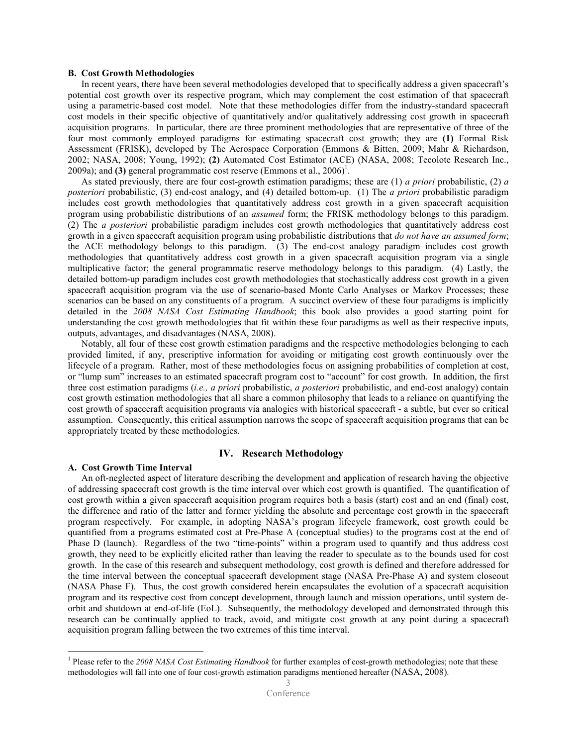### B. Cost Growth Methodologies

In recent years, there have been several methodologies developed that to specifically address a given spacecraft's potential cost growth over its respective program, which may complement the cost estimation of that spacecraft using a parametric-based cost model. Note that these methodologies differ from the industry-standard spacecraft cost models in their specific objective of quantitatively and/or qualitatively addressing cost growth in spacecraft acquisition programs. In particular, there are three prominent methodologies that are representative of three of the four most commonly employed paradigms for estimating spacecraft cost growth; they are **(1)** Formal Risk Assessment (FRISK), developed by The Aerospace Corporation (Emmons & Bitten, 2009; Mahr & Richardson, 2002; NASA, 2008; Young, 1992); **(2)** Automated Cost Estimator (ACE) (NASA, 2008; Tecolote Research Inc., 2009a); and **(3)** general programmatic cost reserve (Emmons et al., 2006)[1].

As stated previously, there are four cost-growth estimation paradigms; these are (1) *a priori* probabilistic, (2) *a posteriori* probabilistic, (3) end-cost analogy, and (4) detailed bottom-up. (1) The *a priori* probabilistic paradigm includes cost growth methodologies that quantitatively address cost growth in a given spacecraft acquisition program using probabilistic distributions of an *assumed* form; the FRISK methodology belongs to this paradigm. (2) The *a posteriori* probabilistic paradigm includes cost growth methodologies that quantitatively address cost growth in a given spacecraft acquisition program using probabilistic distributions that *do not have an assumed form*; the ACE methodology belongs to this paradigm. (3) The end-cost analogy paradigm includes cost growth methodologies that quantitatively address cost growth in a given spacecraft acquisition program via a single multiplicative factor; the general programmatic reserve methodology belongs to this paradigm. (4) Lastly, the detailed bottom-up paradigm includes cost growth methodologies that stochastically address cost growth in a given spacecraft acquisition program via the use of scenario-based Monte Carlo Analyses or Markov Processes; these scenarios can be based on any constituents of a program. A succinct overview of these four paradigms is implicitly detailed in the *2008 NASA Cost Estimating Handbook*; this book also provides a good starting point for understanding the cost growth methodologies that fit within these four paradigms as well as their respective inputs, outputs, advantages, and disadvantages (NASA, 2008).

Notably, all four of these cost growth estimation paradigms and the respective methodologies belonging to each provided limited, if any, prescriptive information for avoiding or mitigating cost growth continuously over the lifecycle of a program. Rather, most of these methodologies focus on assigning probabilities of completion at cost, or "lump sum" increases to an estimated spacecraft program cost to "account" for cost growth. In addition, the first three cost estimation paradigms (*i.e., a priori* probabilistic, *a posteriori* probabilistic, and end-cost analogy) contain cost growth estimation methodologies that all share a common philosophy that leads to a reliance on quantifying the cost growth of spacecraft acquisition programs via analogies with historical spacecraft - a subtle, but ever so critical assumption. Consequently, this critical assumption narrows the scope of spacecraft acquisition programs that can be appropriately treated by these methodologies.

## IV. Research Methodology

### A. Cost Growth Time Interval

An oft-neglected aspect of literature describing the development and application of research having the objective of addressing spacecraft cost growth is the time interval over which cost growth is quantified. The quantification of cost growth within a given spacecraft acquisition program requires both a basis (start) cost and an end (final) cost, the difference and ratio of the latter and former yielding the absolute and percentage cost growth in the spacecraft program respectively. For example, in adopting NASA's program lifecycle framework, cost growth could be quantified from a programs estimated cost at Pre-Phase A (conceptual studies) to the programs cost at the end of Phase D (launch). Regardless of the two "time-points" within a program used to quantify and thus address cost growth, they need to be explicitly elicited rather than leaving the reader to speculate as to the bounds used for cost growth. In the case of this research and subsequent methodology, cost growth is defined and therefore addressed for the time interval between the conceptual spacecraft development stage (NASA Pre-Phase A) and system closeout (NASA Phase F). Thus, the cost growth considered herein encapsulates the evolution of a spacecraft acquisition program and its respective cost from concept development, through launch and mission operations, until system de-orbit and shutdown at end-of-life (EoL). Subsequently, the methodology developed and demonstrated through this research can be continually applied to track, avoid, and mitigate cost growth at any point during a spacecraft acquisition program falling between the two extremes of this time interval.

---

[1] Please refer to the *2008 NASA Cost Estimating Handbook* for further examples of cost-growth methodologies; note that these methodologies will fall into one of four cost-growth estimation paradigms mentioned hereafter (NASA, 2008).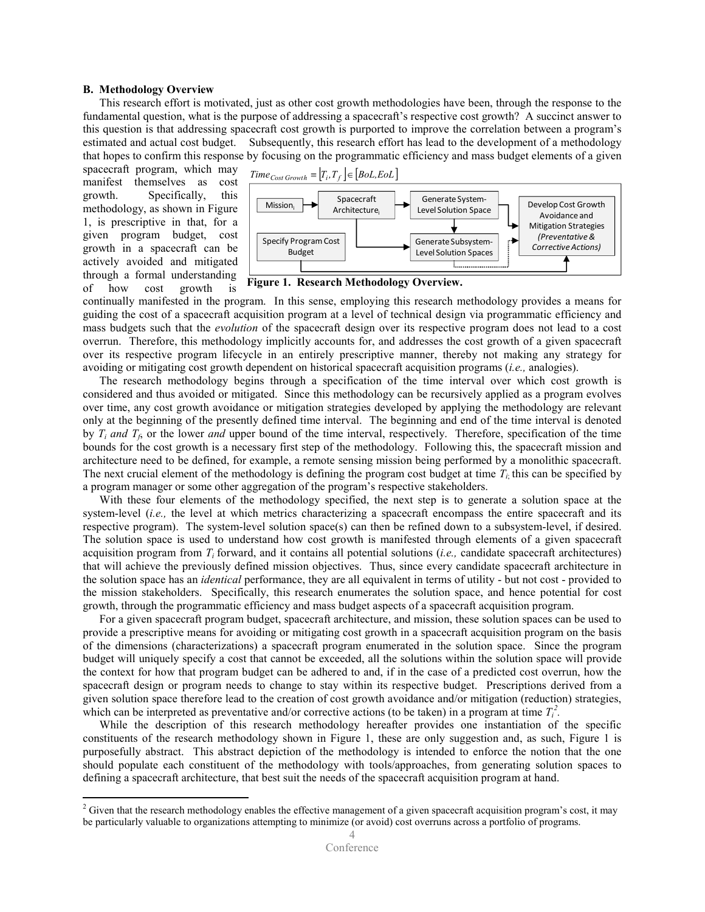### B. Methodology Overview

This research effort is motivated, just as other cost growth methodologies have been, through the response to the fundamental question, what is the purpose of addressing a spacecraft's respective cost growth? A succinct answer to this question is that addressing spacecraft cost growth is purported to improve the correlation between a program's estimated and actual cost budget. Subsequently, this research effort has lead to the development of a methodology that hopes to confirm this response by focusing on the programmatic efficiency and mass budget elements of a given spacecraft program, which may manifest themselves as cost growth. Specifically, this methodology, as shown in Figure 1, is prescriptive in that, for a given program budget, cost growth in a spacecraft can be actively avoided and mitigated through a formal understanding of how cost growth is continually manifested in the program. In this sense, employing this research methodology provides a means for guiding the cost of a spacecraft acquisition program at a level of technical design via programmatic efficiency and mass budgets such that the *evolution* of the spacecraft design over its respective program does not lead to a cost overrun. Therefore, this methodology implicitly accounts for, and addresses the cost growth of a given spacecraft over its respective program lifecycle in an entirely prescriptive manner, thereby not making any strategy for avoiding or mitigating cost growth dependent on historical spacecraft acquisition programs (*i.e.,* analogies).

$$Time_{Cost\ Growth} \equiv \left[T_i, T_f\right] \in \left[BoL, EoL\right]$$

**Figure 1. Research Methodology Overview.**

The research methodology begins through a specification of the time interval over which cost growth is considered and thus avoided or mitigated. Since this methodology can be recursively applied as a program evolves over time, any cost growth avoidance or mitigation strategies developed by applying the methodology are relevant only at the beginning of the presently defined time interval. The beginning and end of the time interval is denoted by $T_i$ *and* $T_f$, or the lower *and* upper bound of the time interval, respectively. Therefore, specification of the time bounds for the cost growth is a necessary first step of the methodology. Following this, the spacecraft mission and architecture need to be defined, for example, a remote sensing mission being performed by a monolithic spacecraft. The next crucial element of the methodology is defining the program cost budget at time $T_i$; this can be specified by a program manager or some other aggregation of the program's respective stakeholders.

With these four elements of the methodology specified, the next step is to generate a solution space at the system-level (*i.e.,* the level at which metrics characterizing a spacecraft encompass the entire spacecraft and its respective program). The system-level solution space(s) can then be refined down to a subsystem-level, if desired. The solution space is used to understand how cost growth is manifested through elements of a given spacecraft acquisition program from $T_i$ forward, and it contains all potential solutions (*i.e.,* candidate spacecraft architectures) that will achieve the previously defined mission objectives. Thus, since every candidate spacecraft architecture in the solution space has an *identical* performance, they are all equivalent in terms of utility - but not cost - provided to the mission stakeholders. Specifically, this research enumerates the solution space, and hence potential for cost growth, through the programmatic efficiency and mass budget aspects of a spacecraft acquisition program.

For a given spacecraft program budget, spacecraft architecture, and mission, these solution spaces can be used to provide a prescriptive means for avoiding or mitigating cost growth in a spacecraft acquisition program on the basis of the dimensions (characterizations) a spacecraft program enumerated in the solution space. Since the program budget will uniquely specify a cost that cannot be exceeded, all the solutions within the solution space will provide the context for how that program budget can be adhered to and, if in the case of a predicted cost overrun, how the spacecraft design or program needs to change to stay within its respective budget. Prescriptions derived from a given solution space therefore lead to the creation of cost growth avoidance and/or mitigation (reduction) strategies, which can be interpreted as preventative and/or corrective actions (to be taken) in a program at time $T_i$[2].

While the description of this research methodology hereafter provides one instantiation of the specific constituents of the research methodology shown in Figure 1, these are only suggestion and, as such, Figure 1 is purposefully abstract. This abstract depiction of the methodology is intended to enforce the notion that the one should populate each constituent of the methodology with tools/approaches, from generating solution spaces to defining a spacecraft architecture, that best suit the needs of the spacecraft acquisition program at hand.

---

[2] Given that the research methodology enables the effective management of a given spacecraft acquisition program's cost, it may be particularly valuable to organizations attempting to minimize (or avoid) cost overruns across a portfolio of programs.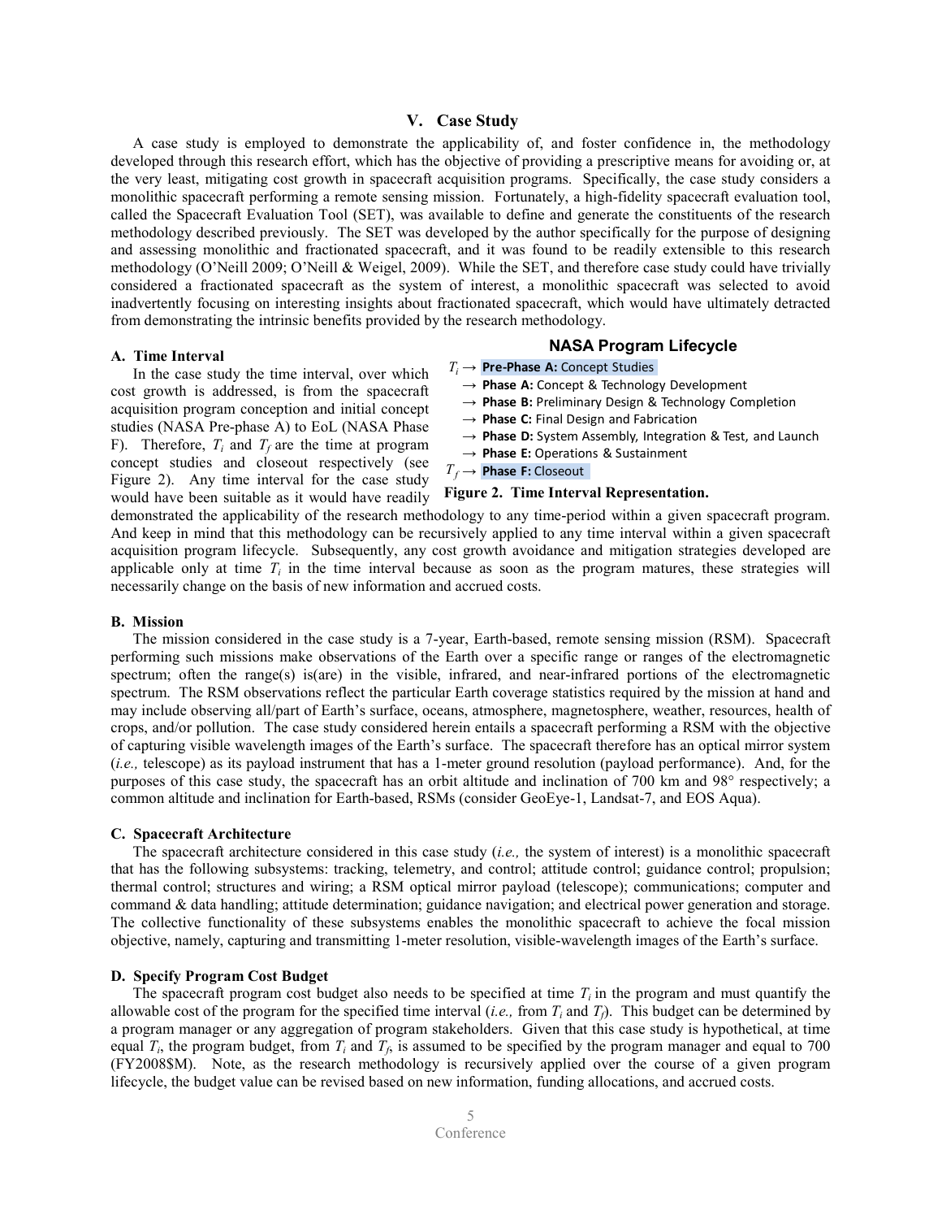## V. Case Study

A case study is employed to demonstrate the applicability of, and foster confidence in, the methodology developed through this research effort, which has the objective of providing a prescriptive means for avoiding or, at the very least, mitigating cost growth in spacecraft acquisition programs. Specifically, the case study considers a monolithic spacecraft performing a remote sensing mission. Fortunately, a high-fidelity spacecraft evaluation tool, called the Spacecraft Evaluation Tool (SET), was available to define and generate the constituents of the research methodology described previously. The SET was developed by the author specifically for the purpose of designing and assessing monolithic and fractionated spacecraft, and it was found to be readily extensible to this research methodology (O'Neill 2009; O'Neill & Weigel, 2009). While the SET, and therefore case study could have trivially considered a fractionated spacecraft as the system of interest, a monolithic spacecraft was selected to avoid inadvertently focusing on interesting insights about fractionated spacecraft, which would have ultimately detracted from demonstrating the intrinsic benefits provided by the research methodology.

### A. Time Interval

In the case study the time interval, over which cost growth is addressed, is from the spacecraft acquisition program conception and initial concept studies (NASA Pre-phase A) to EoL (NASA Phase F). Therefore, $T_i$ and $T_f$ are the time at program concept studies and closeout respectively (see Figure 2). Any time interval for the case study would have been suitable as it would have readily demonstrated the applicability of the research methodology to any time-period within a given spacecraft program. And keep in mind that this methodology can be recursively applied to any time interval within a given spacecraft acquisition program lifecycle. Subsequently, any cost growth avoidance and mitigation strategies developed are applicable only at time $T_i$ in the time interval because as soon as the program matures, these strategies will necessarily change on the basis of new information and accrued costs.

**NASA Program Lifecycle**

$T_i$ → **Pre-Phase A:** Concept Studies
→ **Phase A:** Concept & Technology Development
→ **Phase B:** Preliminary Design & Technology Completion
→ **Phase C:** Final Design and Fabrication
→ **Phase D:** System Assembly, Integration & Test, and Launch
→ **Phase E:** Operations & Sustainment
$T_f$ → **Phase F:** Closeout

**Figure 2. Time Interval Representation.**

### B. Mission

The mission considered in the case study is a 7-year, Earth-based, remote sensing mission (RSM). Spacecraft performing such missions make observations of the Earth over a specific range or ranges of the electromagnetic spectrum; often the range(s) is(are) in the visible, infrared, and near-infrared portions of the electromagnetic spectrum. The RSM observations reflect the particular Earth coverage statistics required by the mission at hand and may include observing all/part of Earth's surface, oceans, atmosphere, magnetosphere, weather, resources, health of crops, and/or pollution. The case study considered herein entails a spacecraft performing a RSM with the objective of capturing visible wavelength images of the Earth's surface. The spacecraft therefore has an optical mirror system (*i.e.,* telescope) as its payload instrument that has a 1-meter ground resolution (payload performance). And, for the purposes of this case study, the spacecraft has an orbit altitude and inclination of 700 km and 98° respectively; a common altitude and inclination for Earth-based, RSMs (consider GeoEye-1, Landsat-7, and EOS Aqua).

### C. Spacecraft Architecture

The spacecraft architecture considered in this case study (*i.e.,* the system of interest) is a monolithic spacecraft that has the following subsystems: tracking, telemetry, and control; attitude control; guidance control; propulsion; thermal control; structures and wiring; a RSM optical mirror payload (telescope); communications; computer and command & data handling; attitude determination; guidance navigation; and electrical power generation and storage. The collective functionality of these subsystems enables the monolithic spacecraft to achieve the focal mission objective, namely, capturing and transmitting 1-meter resolution, visible-wavelength images of the Earth's surface.

### D. Specify Program Cost Budget

The spacecraft program cost budget also needs to be specified at time $T_i$ in the program and must quantify the allowable cost of the program for the specified time interval (*i.e.,* from $T_i$ and $T_f$). This budget can be determined by a program manager or any aggregation of program stakeholders. Given that this case study is hypothetical, at time equal $T_i$, the program budget, from $T_i$ and $T_f$, is assumed to be specified by the program manager and equal to 700 (FY2008$M). Note, as the research methodology is recursively applied over the course of a given program lifecycle, the budget value can be revised based on new information, funding allocations, and accrued costs.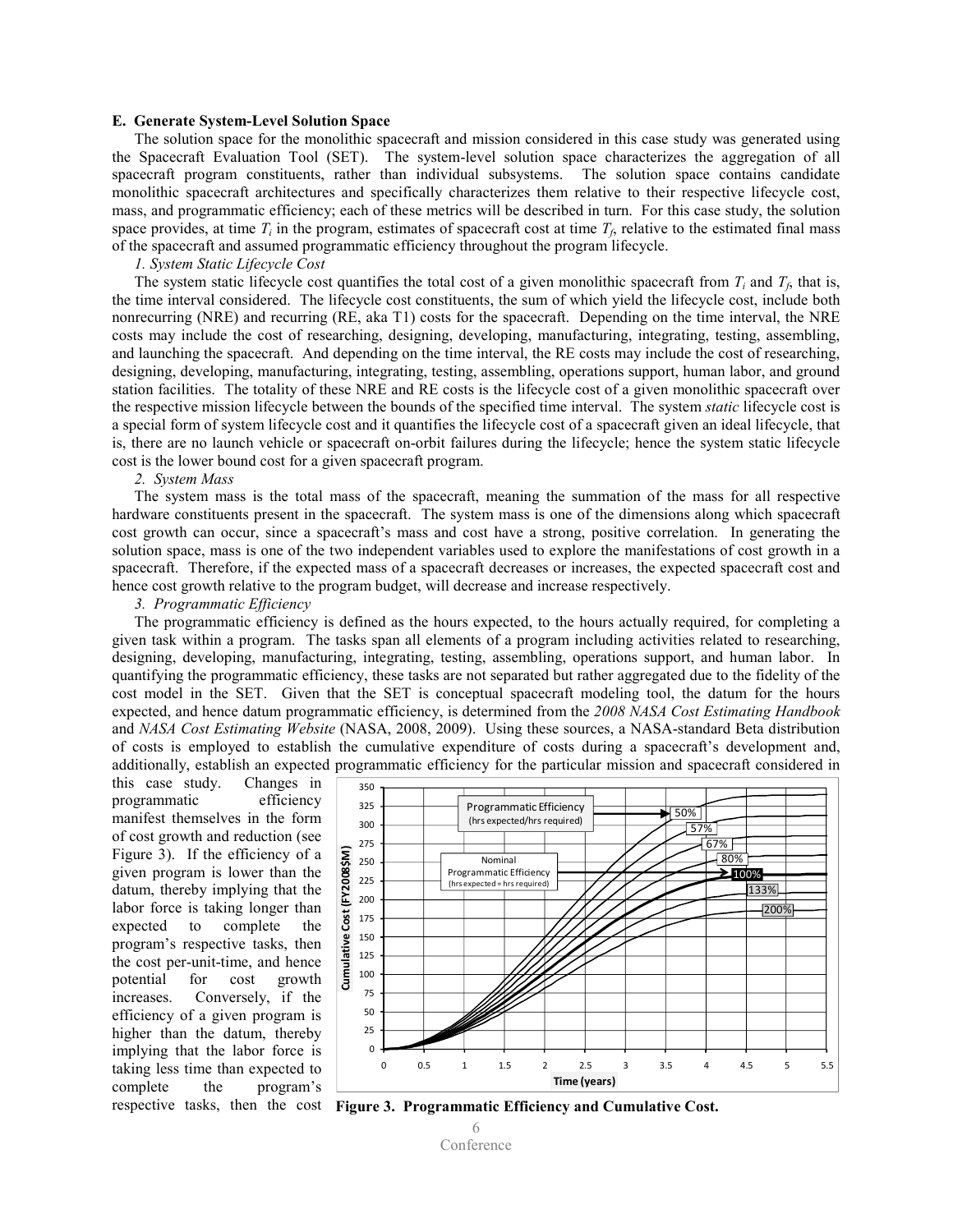## E. Generate System-Level Solution Space

The solution space for the monolithic spacecraft and mission considered in this case study was generated using the Spacecraft Evaluation Tool (SET). The system-level solution space characterizes the aggregation of all spacecraft program constituents, rather than individual subsystems. The solution space contains candidate monolithic spacecraft architectures and specifically characterizes them relative to their respective lifecycle cost, mass, and programmatic efficiency; each of these metrics will be described in turn. For this case study, the solution space provides, at time $T_i$ in the program, estimates of spacecraft cost at time $T_f$, relative to the estimated final mass of the spacecraft and assumed programmatic efficiency throughout the program lifecycle.

### *1. System Static Lifecycle Cost*

The system static lifecycle cost quantifies the total cost of a given monolithic spacecraft from $T_i$ and $T_f$, that is, the time interval considered. The lifecycle cost constituents, the sum of which yield the lifecycle cost, include both nonrecurring (NRE) and recurring (RE, aka T1) costs for the spacecraft. Depending on the time interval, the NRE costs may include the cost of researching, designing, developing, manufacturing, integrating, testing, assembling, and launching the spacecraft. And depending on the time interval, the RE costs may include the cost of researching, designing, developing, manufacturing, integrating, testing, assembling, operations support, human labor, and ground station facilities. The totality of these NRE and RE costs is the lifecycle cost of a given monolithic spacecraft over the respective mission lifecycle between the bounds of the specified time interval. The system *static* lifecycle cost is a special form of system lifecycle cost and it quantifies the lifecycle cost of a spacecraft given an ideal lifecycle, that is, there are no launch vehicle or spacecraft on-orbit failures during the lifecycle; hence the system static lifecycle cost is the lower bound cost for a given spacecraft program.

### *2. System Mass*

The system mass is the total mass of the spacecraft, meaning the summation of the mass for all respective hardware constituents present in the spacecraft. The system mass is one of the dimensions along which spacecraft cost growth can occur, since a spacecraft's mass and cost have a strong, positive correlation. In generating the solution space, mass is one of the two independent variables used to explore the manifestations of cost growth in a spacecraft. Therefore, if the expected mass of a spacecraft decreases or increases, the expected spacecraft cost and hence cost growth relative to the program budget, will decrease and increase respectively.

### *3. Programmatic Efficiency*

The programmatic efficiency is defined as the hours expected, to the hours actually required, for completing a given task within a program. The tasks span all elements of a program including activities related to researching, designing, developing, manufacturing, integrating, testing, assembling, operations support, and human labor. In quantifying the programmatic efficiency, these tasks are not separated but rather aggregated due to the fidelity of the cost model in the SET. Given that the SET is conceptual spacecraft modeling tool, the datum for the hours expected, and hence datum programmatic efficiency, is determined from the *2008 NASA Cost Estimating Handbook* and *NASA Cost Estimating Website* (NASA, 2008, 2009). Using these sources, a NASA-standard Beta distribution of costs is employed to establish the cumulative expenditure of costs during a spacecraft's development and, additionally, establish an expected programmatic efficiency for the particular mission and spacecraft considered in this case study. Changes in programmatic efficiency manifest themselves in the form of cost growth and reduction (see Figure 3). If the efficiency of a given program is lower than the datum, thereby implying that the labor force is taking longer than expected to complete the program's respective tasks, then the cost per-unit-time, and hence potential for cost growth increases. Conversely, if the efficiency of a given program is higher than the datum, thereby implying that the labor force is taking less time than expected to complete the program's respective tasks, then the cost

**Figure 3. Programmatic Efficiency and Cumulative Cost.**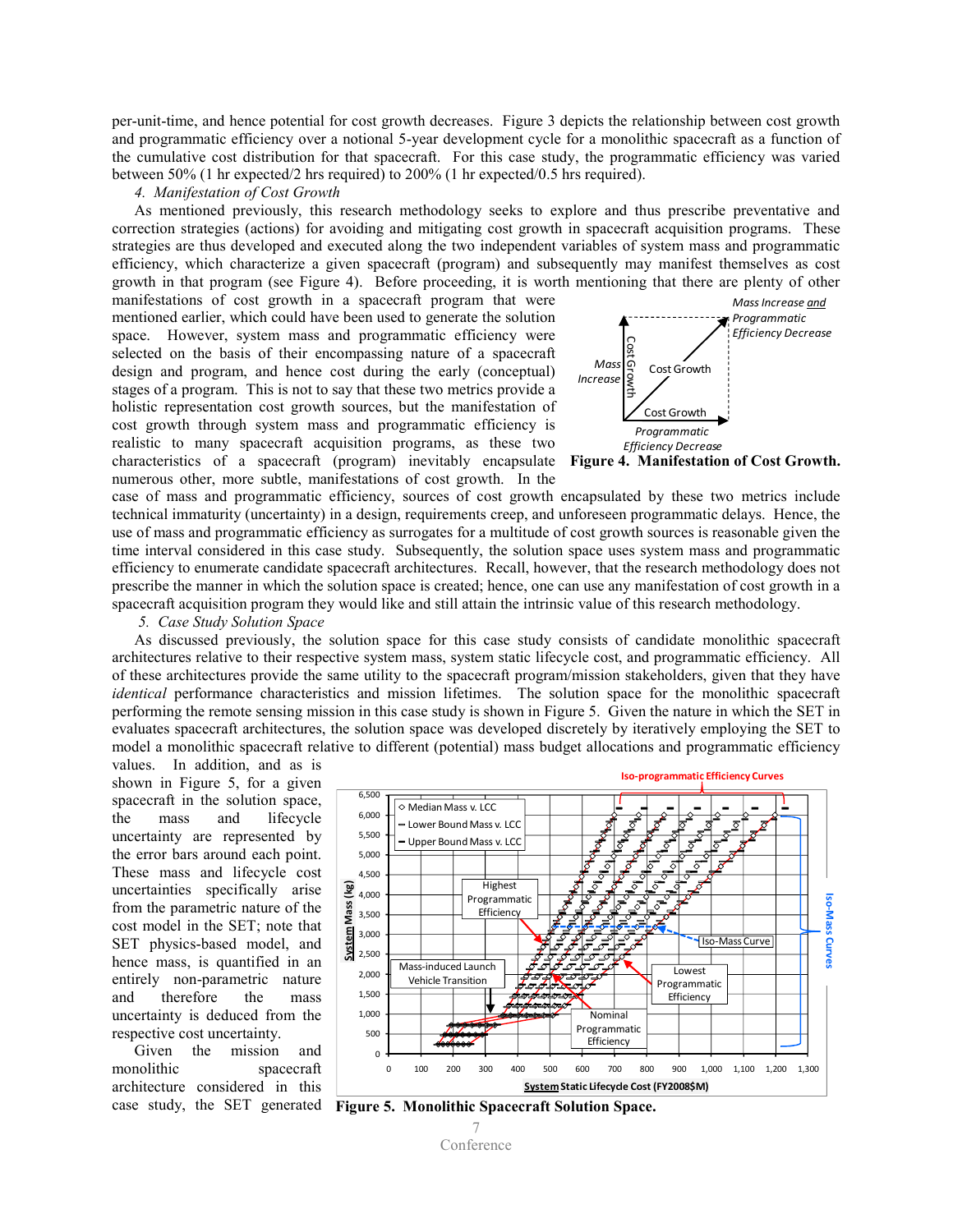per-unit-time, and hence potential for cost growth decreases. Figure 3 depicts the relationship between cost growth and programmatic efficiency over a notional 5-year development cycle for a monolithic spacecraft as a function of the cumulative cost distribution for that spacecraft. For this case study, the programmatic efficiency was varied between 50% (1 hr expected/2 hrs required) to 200% (1 hr expected/0.5 hrs required).

*4. Manifestation of Cost Growth*

As mentioned previously, this research methodology seeks to explore and thus prescribe preventative and correction strategies (actions) for avoiding and mitigating cost growth in spacecraft acquisition programs. These strategies are thus developed and executed along the two independent variables of system mass and programmatic efficiency, which characterize a given spacecraft (program) and subsequently may manifest themselves as cost growth in that program (see Figure 4). Before proceeding, it is worth mentioning that there are plenty of other manifestations of cost growth in a spacecraft program that were mentioned earlier, which could have been used to generate the solution space. However, system mass and programmatic efficiency were selected on the basis of their encompassing nature of a spacecraft design and program, and hence cost during the early (conceptual) stages of a program. This is not to say that these two metrics provide a holistic representation cost growth sources, but the manifestation of cost growth through system mass and programmatic efficiency is realistic to many spacecraft acquisition programs, as these two characteristics of a spacecraft (program) inevitably encapsulate numerous other, more subtle, manifestations of cost growth. In the case of mass and programmatic efficiency, sources of cost growth encapsulated by these two metrics include technical immaturity (uncertainty) in a design, requirements creep, and unforeseen programmatic delays. Hence, the use of mass and programmatic efficiency as surrogates for a multitude of cost growth sources is reasonable given the time interval considered in this case study. Subsequently, the solution space uses system mass and programmatic efficiency to enumerate candidate spacecraft architectures. Recall, however, that the research methodology does not prescribe the manner in which the solution space is created; hence, one can use any manifestation of cost growth in a spacecraft acquisition program they would like and still attain the intrinsic value of this research methodology.

**Figure 4. Manifestation of Cost Growth.**

*5. Case Study Solution Space*

As discussed previously, the solution space for this case study consists of candidate monolithic spacecraft architectures relative to their respective system mass, system static lifecycle cost, and programmatic efficiency. All of these architectures provide the same utility to the spacecraft program/mission stakeholders, given that they have *identical* performance characteristics and mission lifetimes. The solution space for the monolithic spacecraft performing the remote sensing mission in this case study is shown in Figure 5. Given the nature in which the SET in evaluates spacecraft architectures, the solution space was developed discretely by iteratively employing the SET to model a monolithic spacecraft relative to different (potential) mass budget allocations and programmatic efficiency values. In addition, and as is shown in Figure 5, for a given spacecraft in the solution space, the mass and lifecycle uncertainty are represented by the error bars around each point. These mass and lifecycle cost uncertainties specifically arise from the parametric nature of the cost model in the SET; note that the SET physics-based model, and hence mass, is quantified in an entirely non-parametric nature and therefore the mass uncertainty is deduced from the respective cost uncertainty.

**Figure 5. Monolithic Spacecraft Solution Space.**

Given the mission and monolithic spacecraft architecture considered in this case study, the SET generated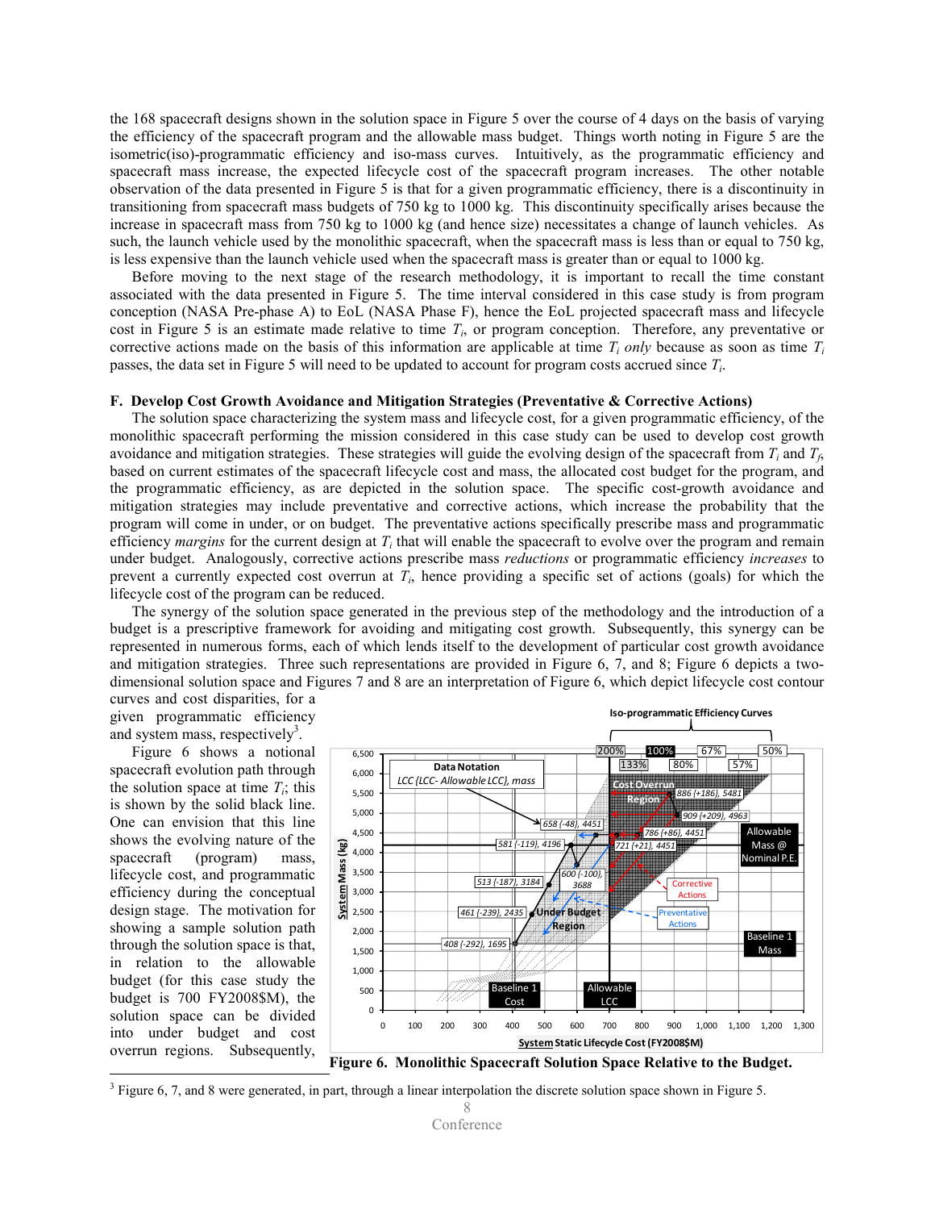the 168 spacecraft designs shown in the solution space in Figure 5 over the course of 4 days on the basis of varying the efficiency of the spacecraft program and the allowable mass budget. Things worth noting in Figure 5 are the isometric(iso)-programmatic efficiency and iso-mass curves. Intuitively, as the programmatic efficiency and spacecraft mass increase, the expected lifecycle cost of the spacecraft program increases. The other notable observation of the data presented in Figure 5 is that for a given programmatic efficiency, there is a discontinuity in transitioning from spacecraft mass budgets of 750 kg to 1000 kg. This discontinuity specifically arises because the increase in spacecraft mass from 750 kg to 1000 kg (and hence size) necessitates a change of launch vehicles. As such, the launch vehicle used by the monolithic spacecraft, when the spacecraft mass is less than or equal to 750 kg, is less expensive than the launch vehicle used when the spacecraft mass is greater than or equal to 1000 kg.

Before moving to the next stage of the research methodology, it is important to recall the time constant associated with the data presented in Figure 5. The time interval considered in this case study is from program conception (NASA Pre-phase A) to EoL (NASA Phase F), hence the EoL projected spacecraft mass and lifecycle cost in Figure 5 is an estimate made relative to time $T_i$, or program conception. Therefore, any preventative or corrective actions made on the basis of this information are applicable at time $T_i$ *only* because as soon as time $T_i$ passes, the data set in Figure 5 will need to be updated to account for program costs accrued since $T_i$.

### F. Develop Cost Growth Avoidance and Mitigation Strategies (Preventative & Corrective Actions)

The solution space characterizing the system mass and lifecycle cost, for a given programmatic efficiency, of the monolithic spacecraft performing the mission considered in this case study can be used to develop cost growth avoidance and mitigation strategies. These strategies will guide the evolving design of the spacecraft from $T_i$ and $T_f$, based on current estimates of the spacecraft lifecycle cost and mass, the allocated cost budget for the program, and the programmatic efficiency, as are depicted in the solution space. The specific cost-growth avoidance and mitigation strategies may include preventative and corrective actions, which increase the probability that the program will come in under, or on budget. The preventative actions specifically prescribe mass and programmatic efficiency *margins* for the current design at $T_i$ that will enable the spacecraft to evolve over the program and remain under budget. Analogously, corrective actions prescribe mass *reductions* or programmatic efficiency *increases* to prevent a currently expected cost overrun at $T_i$, hence providing a specific set of actions (goals) for which the lifecycle cost of the program can be reduced.

The synergy of the solution space generated in the previous step of the methodology and the introduction of a budget is a prescriptive framework for avoiding and mitigating cost growth. Subsequently, this synergy can be represented in numerous forms, each of which lends itself to the development of particular cost growth avoidance and mitigation strategies. Three such representations are provided in Figure 6, 7, and 8; Figure 6 depicts a two-dimensional solution space and Figures 7 and 8 are an interpretation of Figure 6, which depict lifecycle cost contour curves and cost disparities, for a given programmatic efficiency and system mass, respectively[3].

Figure 6 shows a notional spacecraft evolution path through the solution space at time $T_i$; this is shown by the solid black line. One can envision that this line shows the evolving nature of the spacecraft (program) mass, lifecycle cost, and programmatic efficiency during the conceptual design stage. The motivation for showing a sample solution path through the solution space is that, in relation to the allowable budget (for this case study the budget is 700 FY2008$M), the solution space can be divided into under budget and cost overrun regions. Subsequently,

Figure 6. Monolithic Spacecraft Solution Space Relative to the Budget.

[3] Figure 6, 7, and 8 were generated, in part, through a linear interpolation the discrete solution space shown in Figure 5.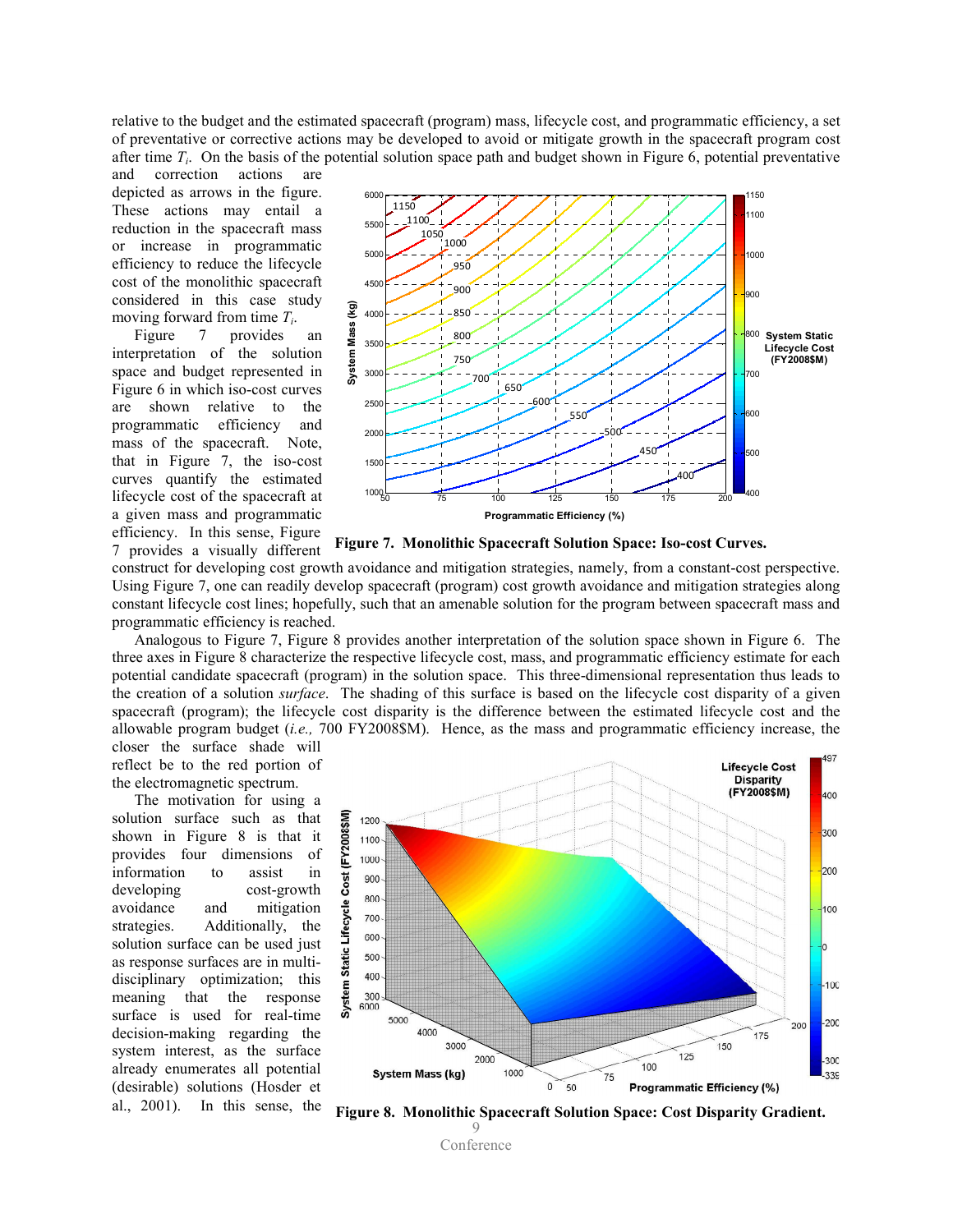relative to the budget and the estimated spacecraft (program) mass, lifecycle cost, and programmatic efficiency, a set of preventative or corrective actions may be developed to avoid or mitigate growth in the spacecraft program cost after time $T_i$. On the basis of the potential solution space path and budget shown in Figure 6, potential preventative and correction actions are depicted as arrows in the figure. These actions may entail a reduction in the spacecraft mass or increase in programmatic efficiency to reduce the lifecycle cost of the monolithic spacecraft considered in this case study moving forward from time $T_i$.

Figure 7 provides an interpretation of the solution space and budget represented in Figure 6 in which iso-cost curves are shown relative to the programmatic efficiency and mass of the spacecraft. Note, that in Figure 7, the iso-cost curves quantify the estimated lifecycle cost of the spacecraft at a given mass and programmatic efficiency. In this sense, Figure 7 provides a visually different construct for developing cost growth avoidance and mitigation strategies, namely, from a constant-cost perspective. Using Figure 7, one can readily develop spacecraft (program) cost growth avoidance and mitigation strategies along constant lifecycle cost lines; hopefully, such that an amenable solution for the program between spacecraft mass and programmatic efficiency is reached.

**Figure 7. Monolithic Spacecraft Solution Space: Iso-cost Curves.**

Analogous to Figure 7, Figure 8 provides another interpretation of the solution space shown in Figure 6. The three axes in Figure 8 characterize the respective lifecycle cost, mass, and programmatic efficiency estimate for each potential candidate spacecraft (program) in the solution space. This three-dimensional representation thus leads to the creation of a solution *surface*. The shading of this surface is based on the lifecycle cost disparity of a given spacecraft (program); the lifecycle cost disparity is the difference between the estimated lifecycle cost and the allowable program budget (*i.e.,* 700 FY2008$M). Hence, as the mass and programmatic efficiency increase, the closer the surface shade will reflect be to the red portion of the electromagnetic spectrum.

The motivation for using a solution surface such as that shown in Figure 8 is that it provides four dimensions of information to assist in developing cost-growth avoidance and mitigation strategies. Additionally, the solution surface can be used just as response surfaces are in multi-disciplinary optimization; this meaning that the response surface is used for real-time decision-making regarding the system interest, as the surface already enumerates all potential (desirable) solutions (Hosder et al., 2001). In this sense, the

**Figure 8. Monolithic Spacecraft Solution Space: Cost Disparity Gradient.**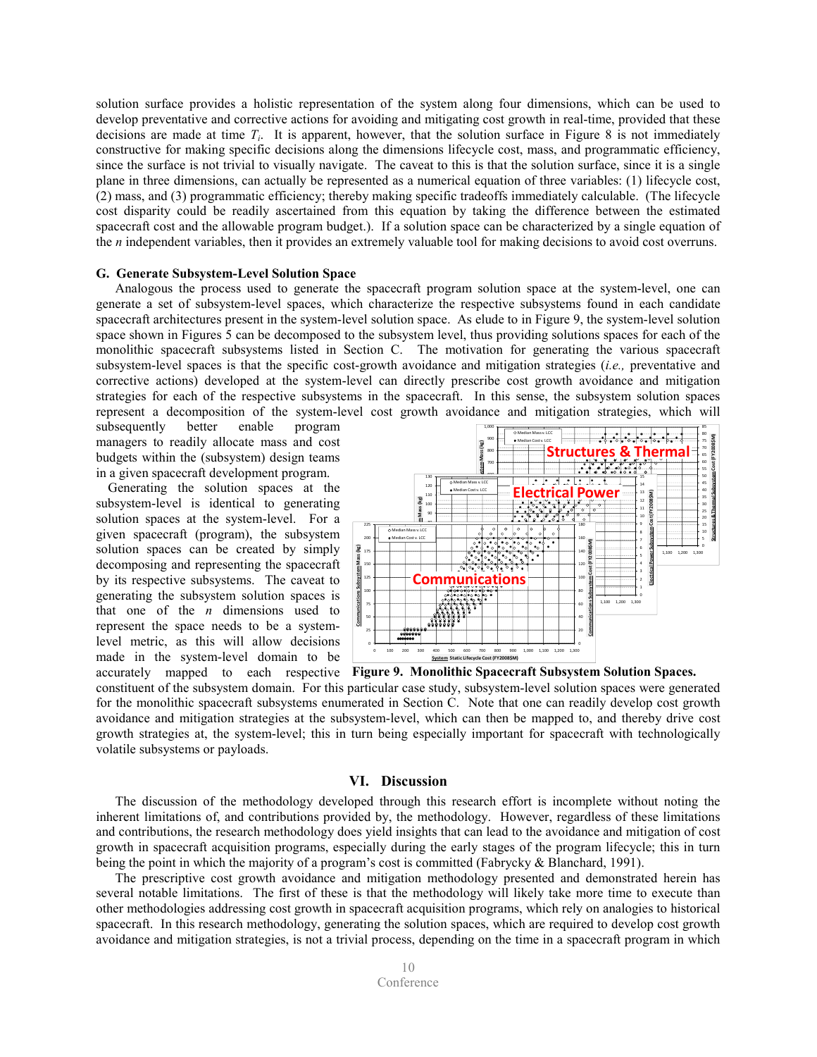solution surface provides a holistic representation of the system along four dimensions, which can be used to develop preventative and corrective actions for avoiding and mitigating cost growth in real-time, provided that these decisions are made at time $T_i$. It is apparent, however, that the solution surface in Figure 8 is not immediately constructive for making specific decisions along the dimensions lifecycle cost, mass, and programmatic efficiency, since the surface is not trivial to visually navigate. The caveat to this is that the solution surface, since it is a single plane in three dimensions, can actually be represented as a numerical equation of three variables: (1) lifecycle cost, (2) mass, and (3) programmatic efficiency; thereby making specific tradeoffs immediately calculable. (The lifecycle cost disparity could be readily ascertained from this equation by taking the difference between the estimated spacecraft cost and the allowable program budget.). If a solution space can be characterized by a single equation of the $n$ independent variables, then it provides an extremely valuable tool for making decisions to avoid cost overruns.

### G. Generate Subsystem-Level Solution Space

Analogous the process used to generate the spacecraft program solution space at the system-level, one can generate a set of subsystem-level spaces, which characterize the respective subsystems found in each candidate spacecraft architectures present in the system-level solution space. As elude to in Figure 9, the system-level solution space shown in Figures 5 can be decomposed to the subsystem level, thus providing solutions spaces for each of the monolithic spacecraft subsystems listed in Section C. The motivation for generating the various spacecraft subsystem-level spaces is that the specific cost-growth avoidance and mitigation strategies (*i.e.,* preventative and corrective actions) developed at the system-level can directly prescribe cost growth avoidance and mitigation strategies for each of the respective subsystems in the spacecraft. In this sense, the subsystem solution spaces represent a decomposition of the system-level cost growth avoidance and mitigation strategies, which will subsequently better enable program managers to readily allocate mass and cost budgets within the (subsystem) design teams in a given spacecraft development program.

Generating the solution spaces at the subsystem-level is identical to generating solution spaces at the system-level. For a given spacecraft (program), the subsystem solution spaces can be created by simply decomposing and representing the spacecraft by its respective subsystems. The caveat to generating the subsystem solution spaces is that one of the $n$ dimensions used to represent the space needs to be a system-level metric, as this will allow decisions made in the system-level domain to be accurately mapped to each respective constituent of the subsystem domain. For this particular case study, subsystem-level solution spaces were generated for the monolithic spacecraft subsystems enumerated in Section C. Note that one can readily develop cost growth avoidance and mitigation strategies at the subsystem-level, which can then be mapped to, and thereby drive cost growth strategies at, the system-level; this in turn being especially important for spacecraft with technologically volatile subsystems or payloads.

**Figure 9. Monolithic Spacecraft Subsystem Solution Spaces.**

## VI. Discussion

The discussion of the methodology developed through this research effort is incomplete without noting the inherent limitations of, and contributions provided by, the methodology. However, regardless of these limitations and contributions, the research methodology does yield insights that can lead to the avoidance and mitigation of cost growth in spacecraft acquisition programs, especially during the early stages of the program lifecycle; this in turn being the point in which the majority of a program's cost is committed (Fabrycky & Blanchard, 1991).

The prescriptive cost growth avoidance and mitigation methodology presented and demonstrated herein has several notable limitations. The first of these is that the methodology will likely take more time to execute than other methodologies addressing cost growth in spacecraft acquisition programs, which rely on analogies to historical spacecraft. In this research methodology, generating the solution spaces, which are required to develop cost growth avoidance and mitigation strategies, is not a trivial process, depending on the time in a spacecraft program in which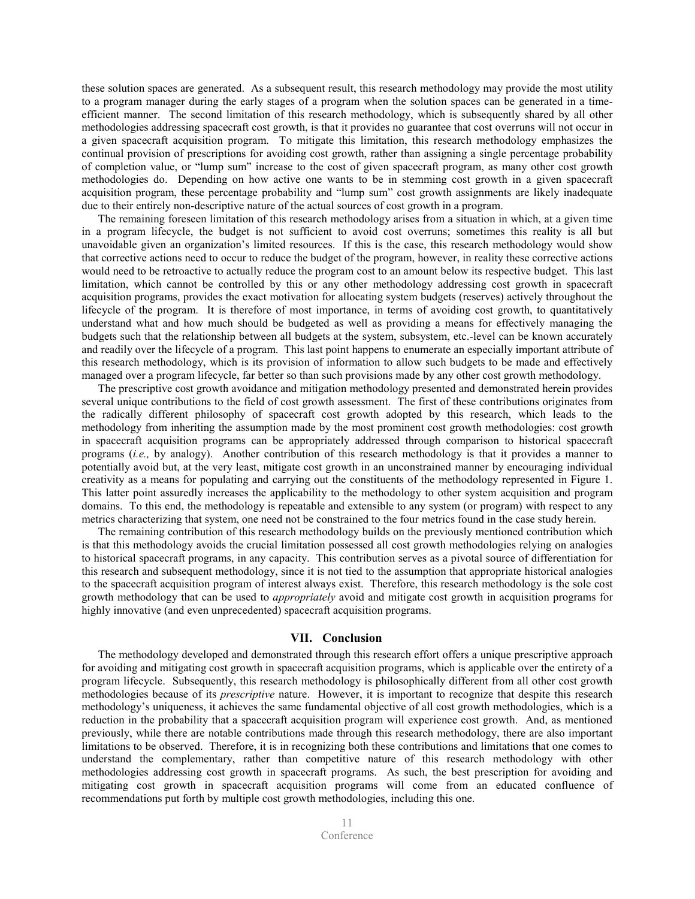these solution spaces are generated. As a subsequent result, this research methodology may provide the most utility to a program manager during the early stages of a program when the solution spaces can be generated in a time-efficient manner. The second limitation of this research methodology, which is subsequently shared by all other methodologies addressing spacecraft cost growth, is that it provides no guarantee that cost overruns will not occur in a given spacecraft acquisition program. To mitigate this limitation, this research methodology emphasizes the continual provision of prescriptions for avoiding cost growth, rather than assigning a single percentage probability of completion value, or "lump sum" increase to the cost of given spacecraft program, as many other cost growth methodologies do. Depending on how active one wants to be in stemming cost growth in a given spacecraft acquisition program, these percentage probability and "lump sum" cost growth assignments are likely inadequate due to their entirely non-descriptive nature of the actual sources of cost growth in a program.

The remaining foreseen limitation of this research methodology arises from a situation in which, at a given time in a program lifecycle, the budget is not sufficient to avoid cost overruns; sometimes this reality is all but unavoidable given an organization's limited resources. If this is the case, this research methodology would show that corrective actions need to occur to reduce the budget of the program, however, in reality these corrective actions would need to be retroactive to actually reduce the program cost to an amount below its respective budget. This last limitation, which cannot be controlled by this or any other methodology addressing cost growth in spacecraft acquisition programs, provides the exact motivation for allocating system budgets (reserves) actively throughout the lifecycle of the program. It is therefore of most importance, in terms of avoiding cost growth, to quantitatively understand what and how much should be budgeted as well as providing a means for effectively managing the budgets such that the relationship between all budgets at the system, subsystem, etc.-level can be known accurately and readily over the lifecycle of a program. This last point happens to enumerate an especially important attribute of this research methodology, which is its provision of information to allow such budgets to be made and effectively managed over a program lifecycle, far better so than such provisions made by any other cost growth methodology.

The prescriptive cost growth avoidance and mitigation methodology presented and demonstrated herein provides several unique contributions to the field of cost growth assessment. The first of these contributions originates from the radically different philosophy of spacecraft cost growth adopted by this research, which leads to the methodology from inheriting the assumption made by the most prominent cost growth methodologies: cost growth in spacecraft acquisition programs can be appropriately addressed through comparison to historical spacecraft programs (*i.e.,* by analogy). Another contribution of this research methodology is that it provides a manner to potentially avoid but, at the very least, mitigate cost growth in an unconstrained manner by encouraging individual creativity as a means for populating and carrying out the constituents of the methodology represented in Figure 1. This latter point assuredly increases the applicability to the methodology to other system acquisition and program domains. To this end, the methodology is repeatable and extensible to any system (or program) with respect to any metrics characterizing that system, one need not be constrained to the four metrics found in the case study herein.

The remaining contribution of this research methodology builds on the previously mentioned contribution which is that this methodology avoids the crucial limitation possessed all cost growth methodologies relying on analogies to historical spacecraft programs, in any capacity. This contribution serves as a pivotal source of differentiation for this research and subsequent methodology, since it is not tied to the assumption that appropriate historical analogies to the spacecraft acquisition program of interest always exist. Therefore, this research methodology is the sole cost growth methodology that can be used to *appropriately* avoid and mitigate cost growth in acquisition programs for highly innovative (and even unprecedented) spacecraft acquisition programs.

## VII. Conclusion

The methodology developed and demonstrated through this research effort offers a unique prescriptive approach for avoiding and mitigating cost growth in spacecraft acquisition programs, which is applicable over the entirety of a program lifecycle. Subsequently, this research methodology is philosophically different from all other cost growth methodologies because of its *prescriptive* nature. However, it is important to recognize that despite this research methodology's uniqueness, it achieves the same fundamental objective of all cost growth methodologies, which is a reduction in the probability that a spacecraft acquisition program will experience cost growth. And, as mentioned previously, while there are notable contributions made through this research methodology, there are also important limitations to be observed. Therefore, it is in recognizing both these contributions and limitations that one comes to understand the complementary, rather than competitive nature of this research methodology with other methodologies addressing cost growth in spacecraft programs. As such, the best prescription for avoiding and mitigating cost growth in spacecraft acquisition programs will come from an educated confluence of recommendations put forth by multiple cost growth methodologies, including this one.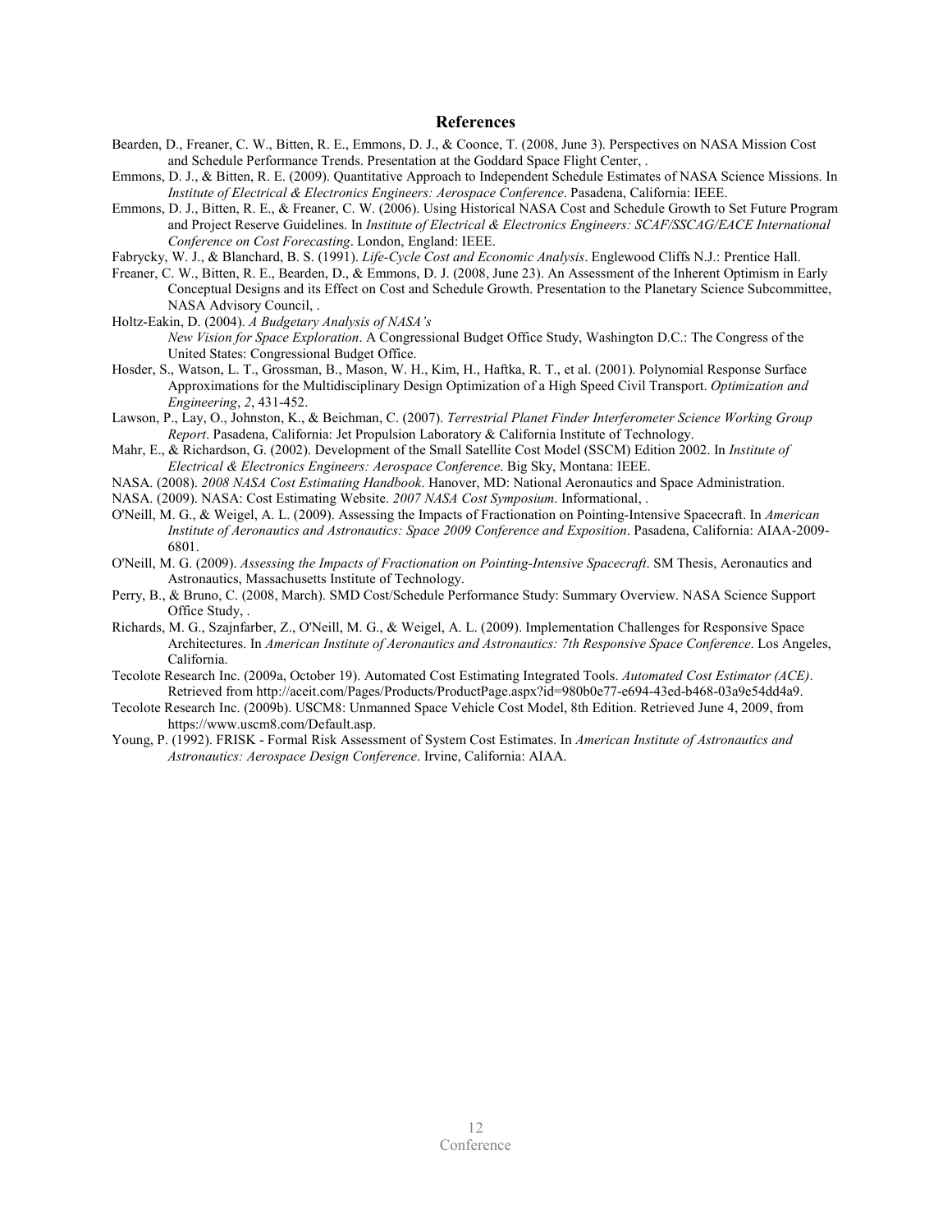## References

Bearden, D., Freaner, C. W., Bitten, R. E., Emmons, D. J., & Coonce, T. (2008, June 3). Perspectives on NASA Mission Cost and Schedule Performance Trends. Presentation at the Goddard Space Flight Center, .

Emmons, D. J., & Bitten, R. E. (2009). Quantitative Approach to Independent Schedule Estimates of NASA Science Missions. In *Institute of Electrical & Electronics Engineers: Aerospace Conference*. Pasadena, California: IEEE.

Emmons, D. J., Bitten, R. E., & Freaner, C. W. (2006). Using Historical NASA Cost and Schedule Growth to Set Future Program and Project Reserve Guidelines. In *Institute of Electrical & Electronics Engineers: SCAF/SSCAG/EACE International Conference on Cost Forecasting*. London, England: IEEE.

Fabrycky, W. J., & Blanchard, B. S. (1991). *Life-Cycle Cost and Economic Analysis*. Englewood Cliffs N.J.: Prentice Hall.

Freaner, C. W., Bitten, R. E., Bearden, D., & Emmons, D. J. (2008, June 23). An Assessment of the Inherent Optimism in Early Conceptual Designs and its Effect on Cost and Schedule Growth. Presentation to the Planetary Science Subcommittee, NASA Advisory Council, .

Holtz-Eakin, D. (2004). *A Budgetary Analysis of NASA's New Vision for Space Exploration*. A Congressional Budget Office Study, Washington D.C.: The Congress of the United States: Congressional Budget Office.

Hosder, S., Watson, L. T., Grossman, B., Mason, W. H., Kim, H., Haftka, R. T., et al. (2001). Polynomial Response Surface Approximations for the Multidisciplinary Design Optimization of a High Speed Civil Transport. *Optimization and Engineering*, *2*, 431-452.

Lawson, P., Lay, O., Johnston, K., & Beichman, C. (2007). *Terrestrial Planet Finder Interferometer Science Working Group Report*. Pasadena, California: Jet Propulsion Laboratory & California Institute of Technology.

Mahr, E., & Richardson, G. (2002). Development of the Small Satellite Cost Model (SSCM) Edition 2002. In *Institute of Electrical & Electronics Engineers: Aerospace Conference*. Big Sky, Montana: IEEE.

NASA. (2008). *2008 NASA Cost Estimating Handbook*. Hanover, MD: National Aeronautics and Space Administration.

NASA. (2009). NASA: Cost Estimating Website. *2007 NASA Cost Symposium*. Informational, .

O'Neill, M. G., & Weigel, A. L. (2009). Assessing the Impacts of Fractionation on Pointing-Intensive Spacecraft. In *American Institute of Aeronautics and Astronautics: Space 2009 Conference and Exposition*. Pasadena, California: AIAA-2009-6801.

O'Neill, M. G. (2009). *Assessing the Impacts of Fractionation on Pointing-Intensive Spacecraft*. SM Thesis, Aeronautics and Astronautics, Massachusetts Institute of Technology.

Perry, B., & Bruno, C. (2008, March). SMD Cost/Schedule Performance Study: Summary Overview. NASA Science Support Office Study, .

Richards, M. G., Szajnfarber, Z., O'Neill, M. G., & Weigel, A. L. (2009). Implementation Challenges for Responsive Space Architectures. In *American Institute of Aeronautics and Astronautics: 7th Responsive Space Conference*. Los Angeles, California.

Tecolote Research Inc. (2009a, October 19). Automated Cost Estimating Integrated Tools. *Automated Cost Estimator (ACE)*. Retrieved from http://aceit.com/Pages/Products/ProductPage.aspx?id=980b0e77-e694-43ed-b468-03a9e54dd4a9.

Tecolote Research Inc. (2009b). USCM8: Unmanned Space Vehicle Cost Model, 8th Edition. Retrieved June 4, 2009, from https://www.uscm8.com/Default.asp.

Young, P. (1992). FRISK - Formal Risk Assessment of System Cost Estimates. In *American Institute of Astronautics and Astronautics: Aerospace Design Conference*. Irvine, California: AIAA.